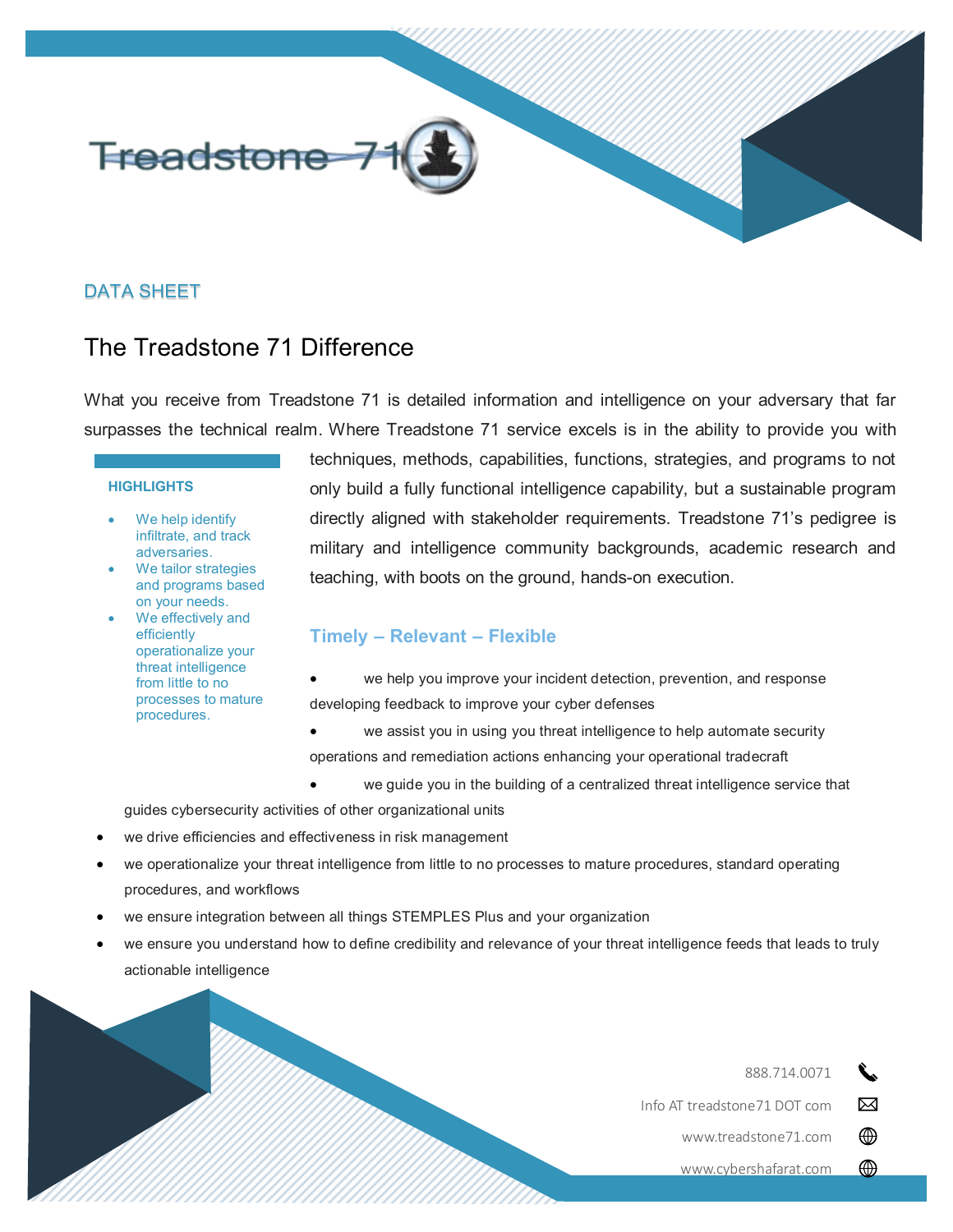Treadstone 71

DATA SHEET

# The Treadstone 71 Difference

What you receive from Treadstone 71 is detailed information and intelligence on your adversary that far surpasses the technical realm. Where Treadstone 71 service excels is in the ability to provide you with techniques, methods, capabilities, functions, strategies, and programs to not only build a fully functional intelligence capability, but a sustainable program directly aligned with stakeholder requirements. Treadstone 71's pedigree is military and intelligence community backgrounds, academic research and teaching, with boots on the ground, hands-on execution.

**HIGHLIGHTS**

- We help identify infiltrate, and track adversaries.
- We tailor strategies and programs based on your needs.
- We effectively and efficiently operationalize your threat intelligence from little to no processes to mature procedures.

## Timely – Relevant – Flexible

- we help you improve your incident detection, prevention, and response developing feedback to improve your cyber defenses
- we assist you in using you threat intelligence to help automate security operations and remediation actions enhancing your operational tradecraft
- we guide you in the building of a centralized threat intelligence service that guides cybersecurity activities of other organizational units
- we drive efficiencies and effectiveness in risk management
- we operationalize your threat intelligence from little to no processes to mature procedures, standard operating procedures, and workflows
- we ensure integration between all things STEMPLES Plus and your organization
- we ensure you understand how to define credibility and relevance of your threat intelligence feeds that leads to truly actionable intelligence

888.714.0071

Info AT treadstone71 DOT com

www.treadstone71.com

www.cybershafarat.com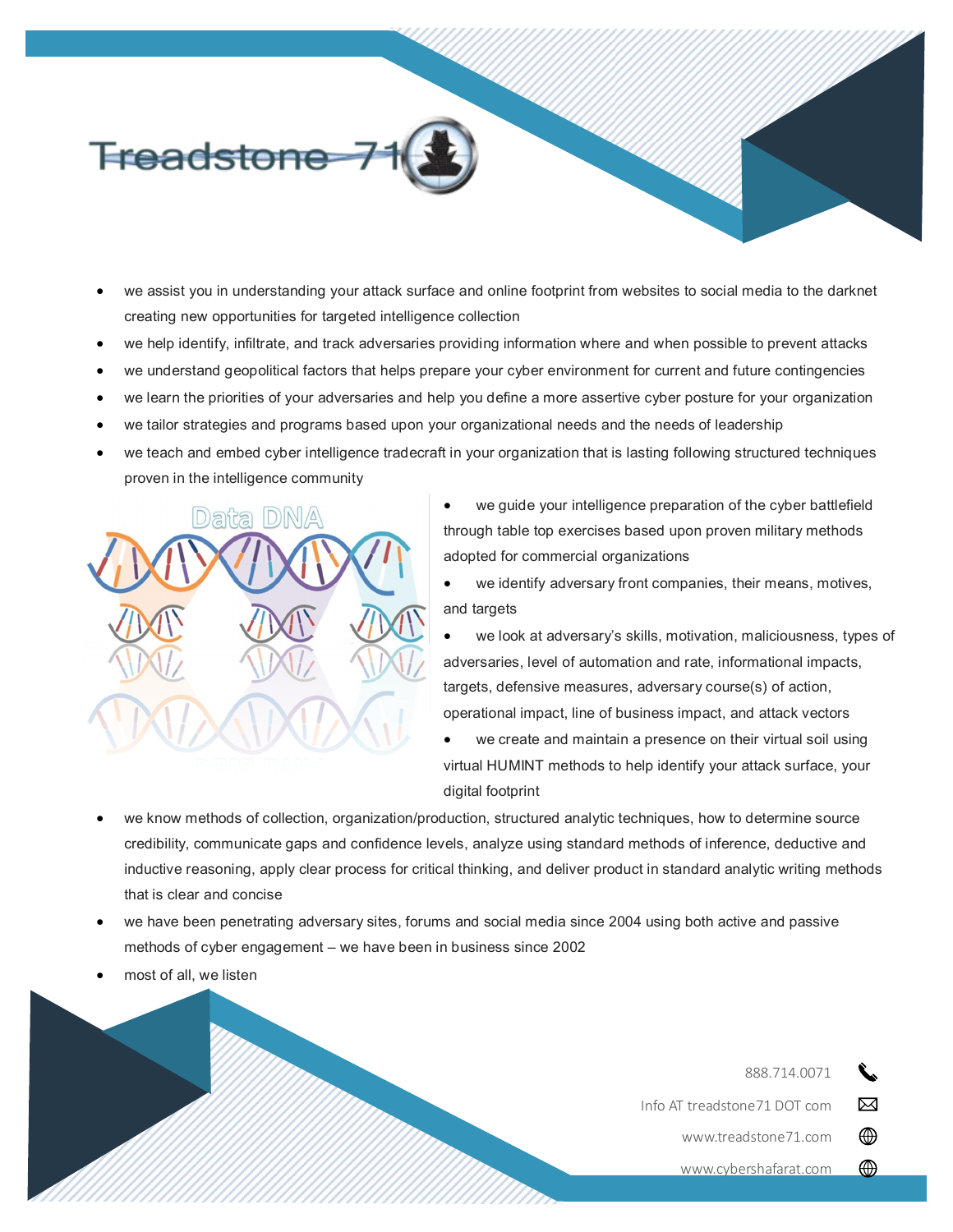Treadstone 71

- we assist you in understanding your attack surface and online footprint from websites to social media to the darknet creating new opportunities for targeted intelligence collection
- we help identify, infiltrate, and track adversaries providing information where and when possible to prevent attacks
- we understand geopolitical factors that helps prepare your cyber environment for current and future contingencies
- we learn the priorities of your adversaries and help you define a more assertive cyber posture for your organization
- we tailor strategies and programs based upon your organizational needs and the needs of leadership
- we teach and embed cyber intelligence tradecraft in your organization that is lasting following structured techniques proven in the intelligence community
- we guide your intelligence preparation of the cyber battlefield through table top exercises based upon proven military methods adopted for commercial organizations
- we identify adversary front companies, their means, motives, and targets
- we look at adversary's skills, motivation, maliciousness, types of adversaries, level of automation and rate, informational impacts, targets, defensive measures, adversary course(s) of action, operational impact, line of business impact, and attack vectors
- we create and maintain a presence on their virtual soil using virtual HUMINT methods to help identify your attack surface, your digital footprint
- we know methods of collection, organization/production, structured analytic techniques, how to determine source credibility, communicate gaps and confidence levels, analyze using standard methods of inference, deductive and inductive reasoning, apply clear process for critical thinking, and deliver product in standard analytic writing methods that is clear and concise
- we have been penetrating adversary sites, forums and social media since 2004 using both active and passive methods of cyber engagement – we have been in business since 2002
- most of all, we listen

888.714.0071

Info AT treadstone71 DOT com

www.treadstone71.com

www.cybershafarat.com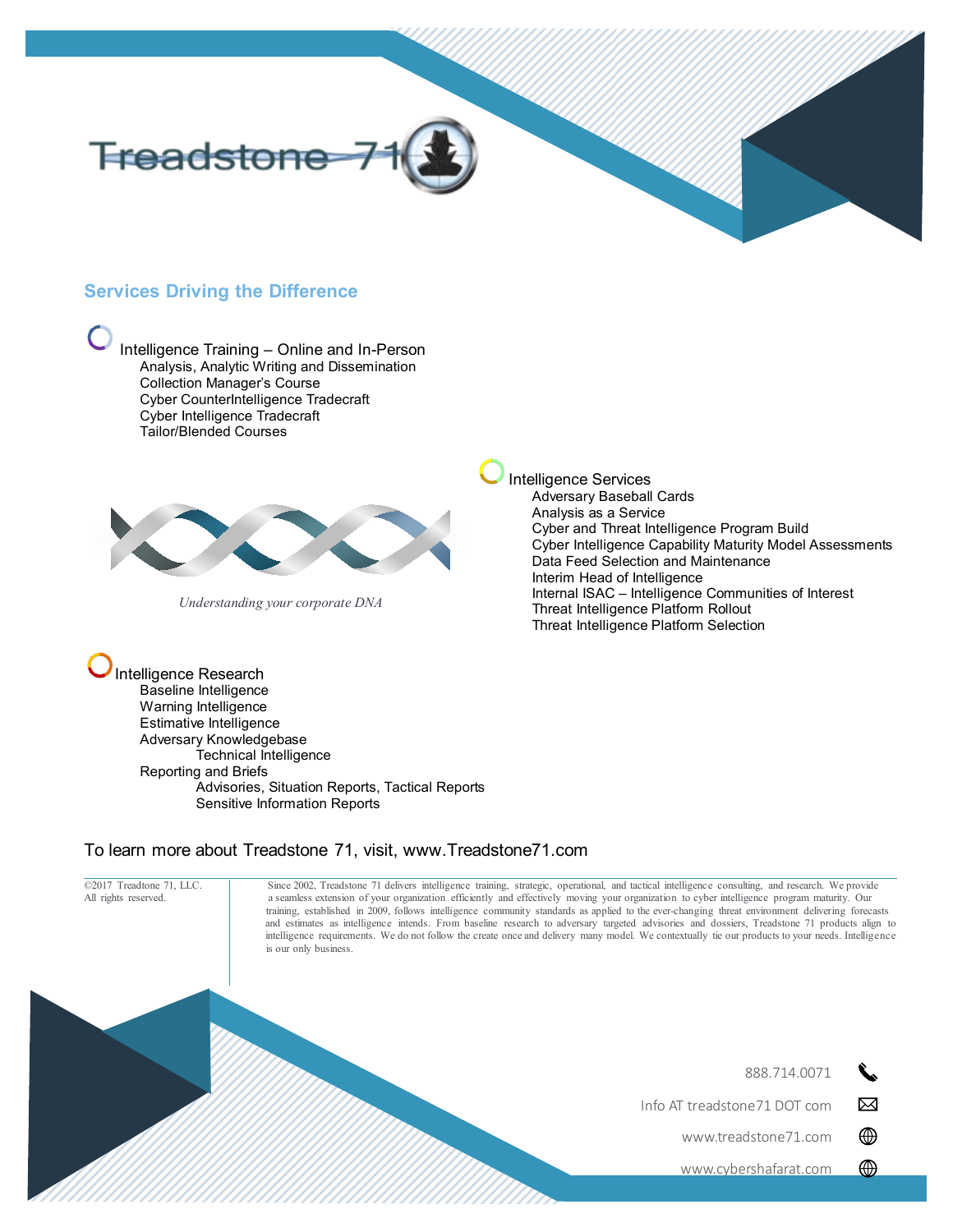Treadstone 71

## Services Driving the Difference

### Intelligence Training – Online and In-Person

- Analysis, Analytic Writing and Dissemination
- Collection Manager's Course
- Cyber CounterIntelligence Tradecraft
- Cyber Intelligence Tradecraft
- Tailor/Blended Courses

*Understanding your corporate DNA*

### Intelligence Services

- Adversary Baseball Cards
- Analysis as a Service
- Cyber and Threat Intelligence Program Build
- Cyber Intelligence Capability Maturity Model Assessments
- Data Feed Selection and Maintenance
- Interim Head of Intelligence
- Internal ISAC – Intelligence Communities of Interest
- Threat Intelligence Platform Rollout
- Threat Intelligence Platform Selection

### Intelligence Research

- Baseline Intelligence
- Warning Intelligence
- Estimative Intelligence
- Adversary Knowledgebase
  - Technical Intelligence
- Reporting and Briefs
  - Advisories, Situation Reports, Tactical Reports
  - Sensitive Information Reports

To learn more about Treadstone 71, visit, www.Treadstone71.com

©2017 Treadtone 71, LLC. All rights reserved.

Since 2002, Treadstone 71 delivers intelligence training, strategic, operational, and tactical intelligence consulting, and research. We provide a seamless extension of your organization efficiently and effectively moving your organization to cyber intelligence program maturity. Our training, established in 2009, follows intelligence community standards as applied to the ever-changing threat environment delivering forecasts and estimates as intelligence intends. From baseline research to adversary targeted advisories and dossiers, Treadstone 71 products align to intelligence requirements. We do not follow the create once and delivery many model. We contextually tie our products to your needs. Intelligence is our only business.

888.714.0071

Info AT treadstone71 DOT com

www.treadstone71.com

www.cybershafarat.com